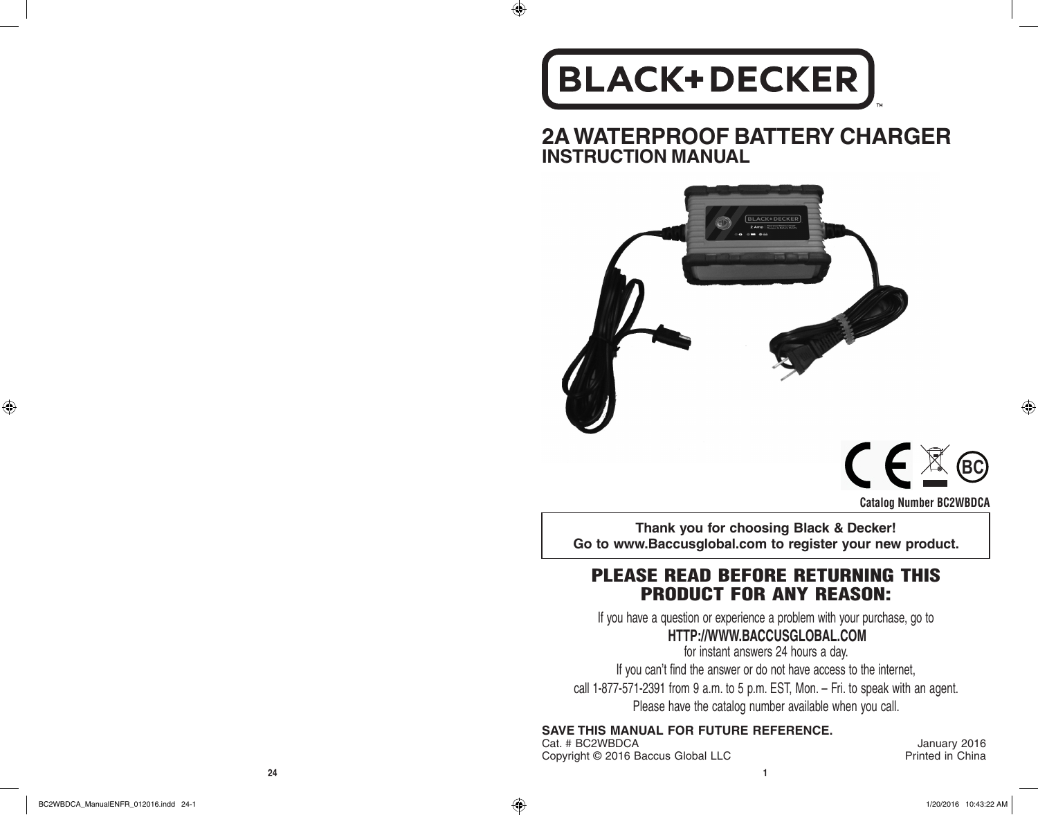# BLACK+DECKER™

# 2A WATERPROOF BATTERY CHARGER

## INSTRUCTION MANUAL

**Catalog Number BC2WBDCA**

**Thank you for choosing Black & Decker!**
**Go to www.Baccusglobal.com to register your new product.**

## PLEASE READ BEFORE RETURNING THIS PRODUCT FOR ANY REASON:

If you have a question or experience a problem with your purchase, go to

**HTTP://WWW.BACCUSGLOBAL.COM**

for instant answers 24 hours a day.

If you can't find the answer or do not have access to the internet,

call 1-877-571-2391 from 9 a.m. to 5 p.m. EST, Mon. – Fri. to speak with an agent.

Please have the catalog number available when you call.

**SAVE THIS MANUAL FOR FUTURE REFERENCE.**

Cat. # BC2WBDCA

January 2016

Copyright © 2016 Baccus Global LLC

Printed in China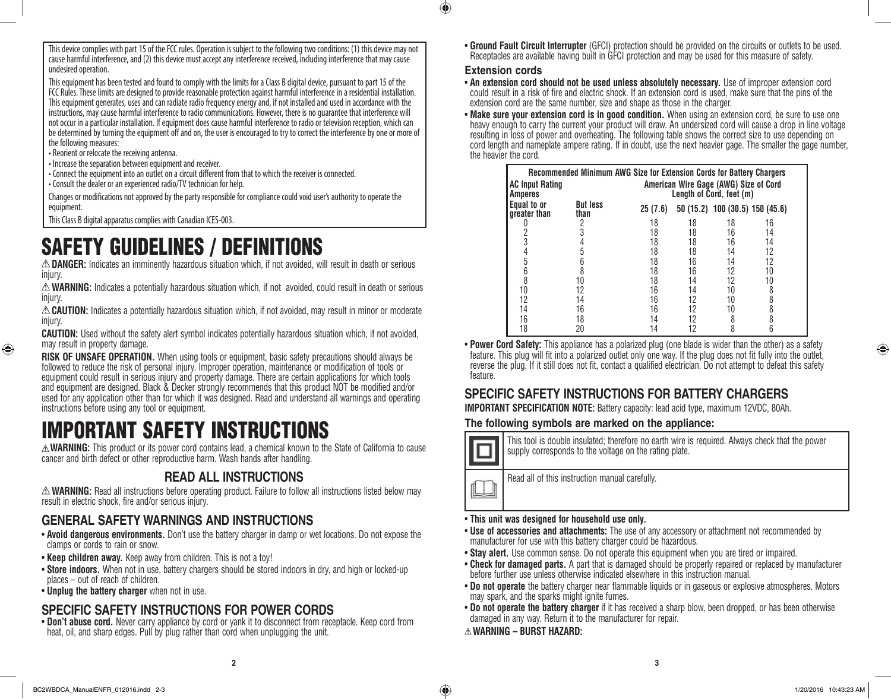This device complies with part 15 of the FCC rules. Operation is subject to the following two conditions: (1) this device may not cause harmful interference, and (2) this device must accept any interference received, including interference that may cause undesired operation.

This equipment has been tested and found to comply with the limits for a Class B digital device, pursuant to part 15 of the FCC Rules. These limits are designed to provide reasonable protection against harmful interference in a residential installation. This equipment generates, uses and can radiate radio frequency energy and, if not installed and used in accordance with the instructions, may cause harmful interference to radio communications. However, there is no guarantee that interference will not occur in a particular installation. If equipment does cause harmful interference to radio or television reception, which can be determined by turning the equipment off and on, the user is encouraged to try to correct the interference by one or more of the following measures:

- Reorient or relocate the receiving antenna.
- Increase the separation between equipment and receiver.
- Connect the equipment into an outlet on a circuit different from that to which the receiver is connected.
- Consult the dealer or an experienced radio/TV technician for help.

Changes or modifications not approved by the party responsible for compliance could void user's authority to operate the equipment.

This Class B digital apparatus complies with Canadian ICES-003.

# SAFETY GUIDELINES / DEFINITIONS

⚠ **DANGER:** Indicates an imminently hazardous situation which, if not avoided, will result in death or serious injury.

⚠ **WARNING:** Indicates a potentially hazardous situation which, if not avoided, could result in death or serious injury.

⚠ **CAUTION:** Indicates a potentially hazardous situation which, if not avoided, may result in minor or moderate injury.

**CAUTION:** Used without the safety alert symbol indicates potentially hazardous situation which, if not avoided, may result in property damage.

**RISK OF UNSAFE OPERATION.** When using tools or equipment, basic safety precautions should always be followed to reduce the risk of personal injury. Improper operation, maintenance or modification of tools or equipment could result in serious injury and property damage. There are certain applications for which tools and equipment are designed. Black & Decker strongly recommends that this product NOT be modified and/or used for any application other than for which it was designed. Read and understand all warnings and operating instructions before using any tool or equipment.

# IMPORTANT SAFETY INSTRUCTIONS

⚠ **WARNING:** This product or its power cord contains lead, a chemical known to the State of California to cause cancer and birth defect or other reproductive harm. Wash hands after handling.

## READ ALL INSTRUCTIONS

⚠ **WARNING:** Read all instructions before operating product. Failure to follow all instructions listed below may result in electric shock, fire and/or serious injury.

## GENERAL SAFETY WARNINGS AND INSTRUCTIONS

- **Avoid dangerous environments.** Don't use the battery charger in damp or wet locations. Do not expose the clamps or cords to rain or snow.
- **Keep children away.** Keep away from children. This is not a toy!
- **Store indoors.** When not in use, battery chargers should be stored indoors in dry, and high or locked-up places – out of reach of children.
- **Unplug the battery charger** when not in use.

## SPECIFIC SAFETY INSTRUCTIONS FOR POWER CORDS

- **Don't abuse cord.** Never carry appliance by cord or yank it to disconnect from receptacle. Keep cord from heat, oil, and sharp edges. Pull by plug rather than cord when unplugging the unit.
- **Ground Fault Circuit Interrupter** (GFCI) protection should be provided on the circuits or outlets to be used. Receptacles are available having built in GFCI protection and may be used for this measure of safety.

### Extension cords

- **An extension cord should not be used unless absolutely necessary.** Use of improper extension cord could result in a risk of fire and electric shock. If an extension cord is used, make sure that the pins of the extension cord are the same number, size and shape as those in the charger.
- **Make sure your extension cord is in good condition.** When using an extension cord, be sure to use one heavy enough to carry the current your product will draw. An undersized cord will cause a drop in line voltage resulting in loss of power and overheating. The following table shows the correct size to use depending on cord length and nameplate ampere rating. If in doubt, use the next heavier gage. The smaller the gage number, the heavier the cord.

**Recommended Minimum AWG Size for Extension Cords for Battery Chargers**

| AC Input Rating Amperes | | American Wire Gage (AWG) Size of Cord Length of Cord, feet (m) | | | |
|---|---|---|---|---|---|
| Equal to or greater than | But less than | 25 (7.6) | 50 (15.2) | 100 (30.5) | 150 (45.6) |
| 0 | 2 | 18 | 18 | 18 | 16 |
| 2 | 3 | 18 | 18 | 16 | 14 |
| 3 | 4 | 18 | 18 | 16 | 14 |
| 4 | 5 | 18 | 18 | 14 | 12 |
| 5 | 6 | 18 | 16 | 14 | 12 |
| 6 | 8 | 18 | 16 | 12 | 10 |
| 8 | 10 | 18 | 14 | 12 | 10 |
| 10 | 12 | 16 | 14 | 10 | 8 |
| 12 | 14 | 16 | 12 | 10 | 8 |
| 14 | 16 | 16 | 12 | 10 | 8 |
| 16 | 18 | 14 | 12 | 8 | 8 |
| 18 | 20 | 14 | 12 | 8 | 6 |

- **Power Cord Safety:** This appliance has a polarized plug (one blade is wider than the other) as a safety feature. This plug will fit into a polarized outlet only one way. If the plug does not fit fully into the outlet, reverse the plug. If it still does not fit, contact a qualified electrician. Do not attempt to defeat this safety feature.

## SPECIFIC SAFETY INSTRUCTIONS FOR BATTERY CHARGERS

**IMPORTANT SPECIFICATION NOTE:** Battery capacity: lead acid type, maximum 12VDC, 80Ah.

### The following symbols are marked on the appliance:

| Symbol | Description |
|---|---|
| ⧈ | This tool is double insulated; therefore no earth wire is required. Always check that the power supply corresponds to the voltage on the rating plate. |
| 📖 | Read all of this instruction manual carefully. |

- **This unit was designed for household use only.**
- **Use of accessories and attachments:** The use of any accessory or attachment not recommended by manufacturer for use with this battery charger could be hazardous.
- **Stay alert.** Use common sense. Do not operate this equipment when you are tired or impaired.
- **Check for damaged parts.** A part that is damaged should be properly repaired or replaced by manufacturer before further use unless otherwise indicated elsewhere in this instruction manual.
- **Do not operate** the battery charger near flammable liquids or in gaseous or explosive atmospheres. Motors may spark, and the sparks might ignite fumes.
- **Do not operate the battery charger** if it has received a sharp blow, been dropped, or has been otherwise damaged in any way. Return it to the manufacturer for repair.

⚠ **WARNING – BURST HAZARD:**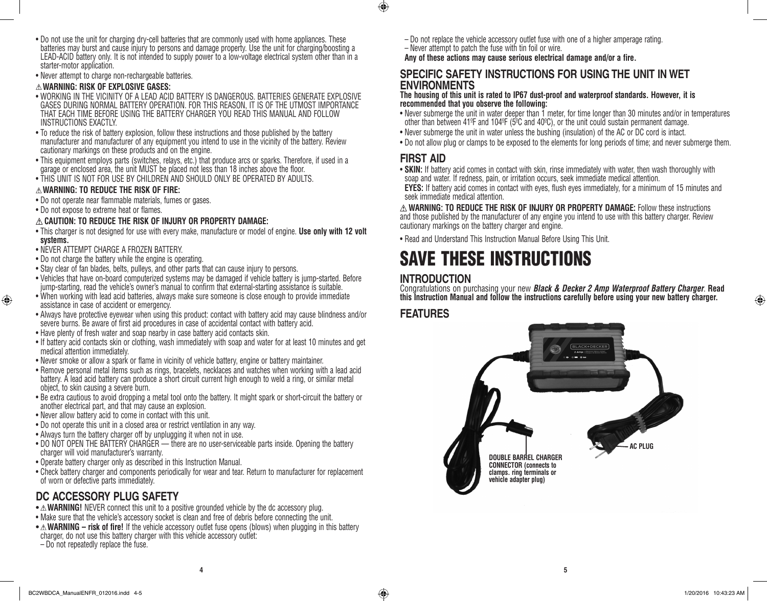- Do not use the unit for charging dry-cell batteries that are commonly used with home appliances. These batteries may burst and cause injury to persons and damage property. Use the unit for charging/boosting a LEAD-ACID battery only. It is not intended to supply power to a low-voltage electrical system other than in a starter-motor application.
- Never attempt to charge non-rechargeable batteries.

### ⚠ WARNING: RISK OF EXPLOSIVE GASES:

- WORKING IN THE VICINITY OF A LEAD ACID BATTERY IS DANGEROUS. BATTERIES GENERATE EXPLOSIVE GASES DURING NORMAL BATTERY OPERATION. FOR THIS REASON, IT IS OF THE UTMOST IMPORTANCE THAT EACH TIME BEFORE USING THE BATTERY CHARGER YOU READ THIS MANUAL AND FOLLOW INSTRUCTIONS EXACTLY.
- To reduce the risk of battery explosion, follow these instructions and those published by the battery manufacturer and manufacturer of any equipment you intend to use in the vicinity of the battery. Review cautionary markings on these products and on the engine.
- This equipment employs parts (switches, relays, etc.) that produce arcs or sparks. Therefore, if used in a garage or enclosed area, the unit MUST be placed not less than 18 inches above the floor.
- THIS UNIT IS NOT FOR USE BY CHILDREN AND SHOULD ONLY BE OPERATED BY ADULTS.

### ⚠ WARNING: TO REDUCE THE RISK OF FIRE:

- Do not operate near flammable materials, fumes or gases.
- Do not expose to extreme heat or flames.

### ⚠ CAUTION: TO REDUCE THE RISK OF INJURY OR PROPERTY DAMAGE:

- This charger is not designed for use with every make, manufacture or model of engine. **Use only with 12 volt systems.**
- NEVER ATTEMPT CHARGE A FROZEN BATTERY.
- Do not charge the battery while the engine is operating.
- Stay clear of fan blades, belts, pulleys, and other parts that can cause injury to persons.
- Vehicles that have on-board computerized systems may be damaged if vehicle battery is jump-started. Before jump-starting, read the vehicle's owner's manual to confirm that external-starting assistance is suitable.
- When working with lead acid batteries, always make sure someone is close enough to provide immediate assistance in case of accident or emergency.
- Always have protective eyewear when using this product: contact with battery acid may cause blindness and/or severe burns. Be aware of first aid procedures in case of accidental contact with battery acid.
- Have plenty of fresh water and soap nearby in case battery acid contacts skin.
- If battery acid contacts skin or clothing, wash immediately with soap and water for at least 10 minutes and get medical attention immediately.
- Never smoke or allow a spark or flame in vicinity of vehicle battery, engine or battery maintainer.
- Remove personal metal items such as rings, bracelets, necklaces and watches when working with a lead acid battery. A lead acid battery can produce a short circuit current high enough to weld a ring, or similar metal object, to skin causing a severe burn.
- Be extra cautious to avoid dropping a metal tool onto the battery. It might spark or short-circuit the battery or another electrical part, and that may cause an explosion.
- Never allow battery acid to come in contact with this unit.
- Do not operate this unit in a closed area or restrict ventilation in any way.
- Always turn the battery charger off by unplugging it when not in use.
- DO NOT OPEN THE BATTERY CHARGER — there are no user-serviceable parts inside. Opening the battery charger will void manufacturer's warranty.
- Operate battery charger only as described in this Instruction Manual.
- Check battery charger and components periodically for wear and tear. Return to manufacturer for replacement of worn or defective parts immediately.

## DC ACCESSORY PLUG SAFETY

- ⚠ **WARNING!** NEVER connect this unit to a positive grounded vehicle by the dc accessory plug.
- Make sure that the vehicle's accessory socket is clean and free of debris before connecting the unit.
- ⚠ **WARNING – risk of fire!** If the vehicle accessory outlet fuse opens (blows) when plugging in this battery charger, do not use this battery charger with this vehicle accessory outlet:
  – Do not repeatedly replace the fuse.
  – Do not replace the vehicle accessory outlet fuse with one of a higher amperage rating.
  – Never attempt to patch the fuse with tin foil or wire.

**Any of these actions may cause serious electrical damage and/or a fire.**

## SPECIFIC SAFETY INSTRUCTIONS FOR USING THE UNIT IN WET ENVIRONMENTS

**The housing of this unit is rated to IP67 dust-proof and waterproof standards. However, it is recommended that you observe the following:**

- Never submerge the unit in water deeper than 1 meter, for time longer than 30 minutes and/or in temperatures other than between 41ºF and 104ºF (5ºC and 40ºC), or the unit could sustain permanent damage.
- Never submerge the unit in water unless the bushing (insulation) of the AC or DC cord is intact.
- Do not allow plug or clamps to be exposed to the elements for long periods of time; and never submerge them.

## FIRST AID

- **SKIN:** If battery acid comes in contact with skin, rinse immediately with water, then wash thoroughly with soap and water. If redness, pain, or irritation occurs, seek immediate medical attention.
  **EYES:** If battery acid comes in contact with eyes, flush eyes immediately, for a minimum of 15 minutes and seek immediate medical attention.

⚠ **WARNING: TO REDUCE THE RISK OF INJURY OR PROPERTY DAMAGE:** Follow these instructions and those published by the manufacturer of any engine you intend to use with this battery charger. Review cautionary markings on the battery charger and engine.

- Read and Understand This Instruction Manual Before Using This Unit.

# SAVE THESE INSTRUCTIONS

## INTRODUCTION

Congratulations on purchasing your new ***Black & Decker 2 Amp Waterproof Battery Charger***. **Read this Instruction Manual and follow the instructions carefully before using your new battery charger.**

## FEATURES

**DOUBLE BARREL CHARGER CONNECTOR (connects to clamps. ring terminals or vehicle adapter plug)**

**AC PLUG**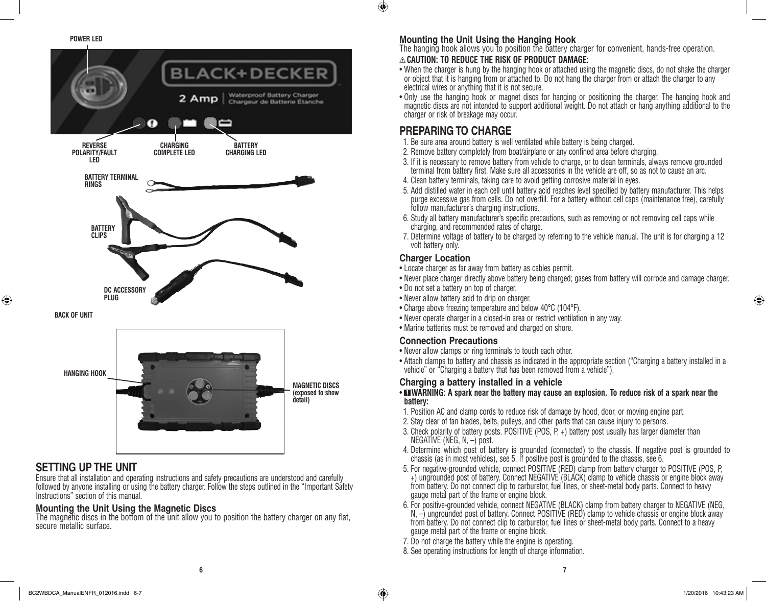POWER LED

REVERSE POLARITY/FAULT LED

CHARGING COMPLETE LED

BATTERY CHARGING LED

BATTERY TERMINAL RINGS

BATTERY CLIPS

DC ACCESSORY PLUG

BACK OF UNIT

HANGING HOOK

MAGNETIC DISCS (exposed to show detail)

## SETTING UP THE UNIT

Ensure that all installation and operating instructions and safety precautions are understood and carefully followed by anyone installing or using the battery charger. Follow the steps outlined in the "Important Safety Instructions" section of this manual.

### Mounting the Unit Using the Magnetic Discs

The magnetic discs in the bottom of the unit allow you to position the battery charger on any flat, secure metallic surface.

### Mounting the Unit Using the Hanging Hook

The hanging hook allows you to position the battery charger for convenient, hands-free operation.

⚠ **CAUTION: TO REDUCE THE RISK OF PRODUCT DAMAGE:**

- When the charger is hung by the hanging hook or attached using the magnetic discs, do not shake the charger or object that it is hanging from or attached to. Do not hang the charger from or attach the charger to any electrical wires or anything that it is not secure.
- Only use the hanging hook or magnet discs for hanging or positioning the charger. The hanging hook and magnetic discs are not intended to support additional weight. Do not attach or hang anything additional to the charger or risk of breakage may occur.

## PREPARING TO CHARGE

1. Be sure area around battery is well ventilated while battery is being charged.
2. Remove battery completely from boat/airplane or any confined area before charging.
3. If it is necessary to remove battery from vehicle to charge, or to clean terminals, always remove grounded terminal from battery first. Make sure all accessories in the vehicle are off, so as not to cause an arc.
4. Clean battery terminals, taking care to avoid getting corrosive material in eyes.
5. Add distilled water in each cell until battery acid reaches level specified by battery manufacturer. This helps purge excessive gas from cells. Do not overfill. For a battery without cell caps (maintenance free), carefully follow manufacturer's charging instructions.
6. Study all battery manufacturer's specific precautions, such as removing or not removing cell caps while charging, and recommended rates of charge.
7. Determine voltage of battery to be charged by referring to the vehicle manual. The unit is for charging a 12 volt battery only.

### Charger Location

- Locate charger as far away from battery as cables permit.
- Never place charger directly above battery being charged; gases from battery will corrode and damage charger.
- Do not set a battery on top of charger.
- Never allow battery acid to drip on charger.
- Charge above freezing temperature and below 40°C (104°F).
- Never operate charger in a closed-in area or restrict ventilation in any way.
- Marine batteries must be removed and charged on shore.

### Connection Precautions

- Never allow clamps or ring terminals to touch each other.
- Attach clamps to battery and chassis as indicated in the appropriate section ("Charging a battery installed in a vehicle" or "Charging a battery that has been removed from a vehicle").

### Charging a battery installed in a vehicle

- **WARNING: A spark near the battery may cause an explosion. To reduce risk of a spark near the battery:**

1. Position AC and clamp cords to reduce risk of damage by hood, door, or moving engine part.
2. Stay clear of fan blades, belts, pulleys, and other parts that can cause injury to persons.
3. Check polarity of battery posts. POSITIVE (POS, P, +) battery post usually has larger diameter than NEGATIVE (NEG, N, –) post.
4. Determine which post of battery is grounded (connected) to the chassis. If negative post is grounded to chassis (as in most vehicles), see 5. If positive post is grounded to the chassis, see 6.
5. For negative-grounded vehicle, connect POSITIVE (RED) clamp from battery charger to POSITIVE (POS, P, +) ungrounded post of battery. Connect NEGATIVE (BLACK) clamp to vehicle chassis or engine block away from battery. Do not connect clip to carburetor, fuel lines, or sheet-metal body parts. Connect to heavy gauge metal part of the frame or engine block.
6. For positive-grounded vehicle, connect NEGATIVE (BLACK) clamp from battery charger to NEGATIVE (NEG, N, –) ungrounded post of battery. Connect POSITIVE (RED) clamp to vehicle chassis or engine block away from battery. Do not connect clip to carburetor, fuel lines or sheet-metal body parts. Connect to a heavy gauge metal part of the frame or engine block.
7. Do not charge the battery while the engine is operating.
8. See operating instructions for length of charge information.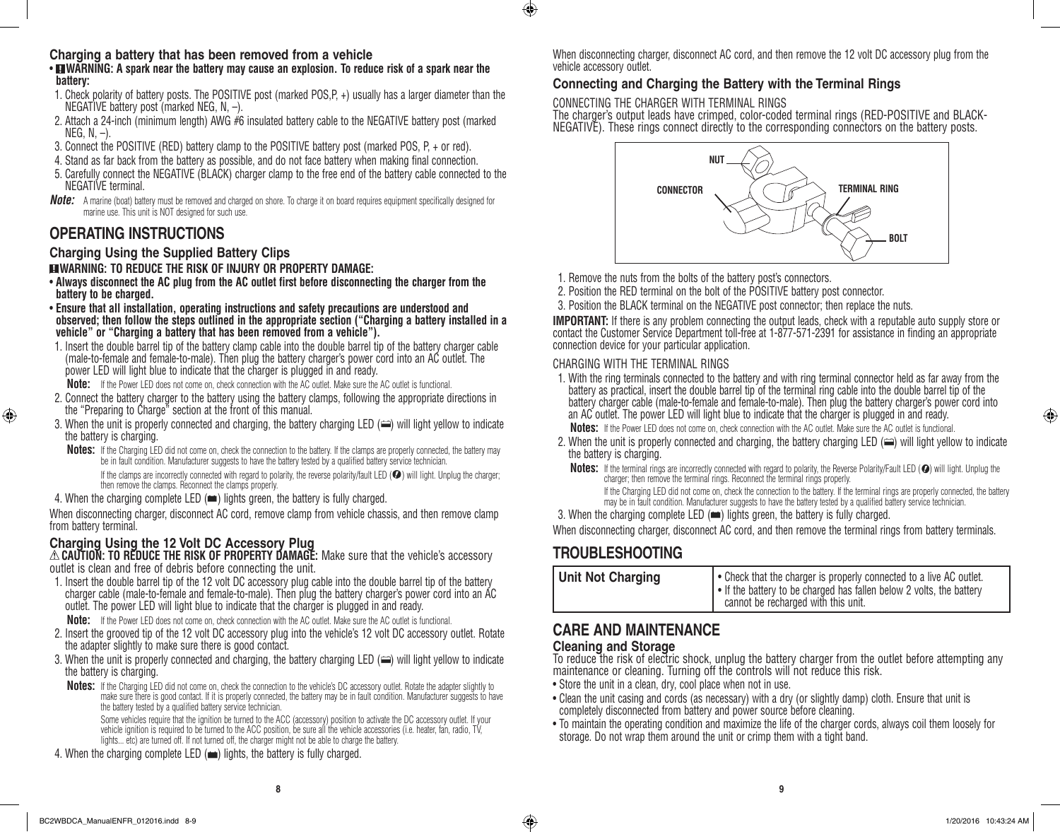### Charging a battery that has been removed from a vehicle

- **WARNING: A spark near the battery may cause an explosion. To reduce risk of a spark near the battery:**

1. Check polarity of battery posts. The POSITIVE post (marked POS,P, +) usually has a larger diameter than the NEGATIVE battery post (marked NEG, N, –).
2. Attach a 24-inch (minimum length) AWG #6 insulated battery cable to the NEGATIVE battery post (marked NEG, N, –).
3. Connect the POSITIVE (RED) battery clamp to the POSITIVE battery post (marked POS, P, + or red).
4. Stand as far back from the battery as possible, and do not face battery when making final connection.
5. Carefully connect the NEGATIVE (BLACK) charger clamp to the free end of the battery cable connected to the NEGATIVE terminal.

***Note:*** A marine (boat) battery must be removed and charged on shore. To charge it on board requires equipment specifically designed for marine use. This unit is NOT designed for such use.

## OPERATING INSTRUCTIONS

### Charging Using the Supplied Battery Clips

**WARNING: TO REDUCE THE RISK OF INJURY OR PROPERTY DAMAGE:**

- **Always disconnect the AC plug from the AC outlet first before disconnecting the charger from the battery to be charged.**
- **Ensure that all installation, operating instructions and safety precautions are understood and observed; then follow the steps outlined in the appropriate section ("Charging a battery installed in a vehicle" or "Charging a battery that has been removed from a vehicle").**

1. Insert the double barrel tip of the battery clamp cable into the double barrel tip of the battery charger cable (male-to-female and female-to-male). Then plug the battery charger's power cord into an AC outlet. The power LED will light blue to indicate that the charger is plugged in and ready.

   **Note:** If the Power LED does not come on, check connection with the AC outlet. Make sure the AC outlet is functional.
2. Connect the battery charger to the battery using the battery clamps, following the appropriate directions in the "Preparing to Charge" section at the front of this manual.
3. When the unit is properly connected and charging, the battery charging LED will light yellow to indicate the battery is charging.

   **Notes:** If the Charging LED did not come on, check the connection to the battery. If the clamps are properly connected, the battery may be in fault condition. Manufacturer suggests to have the battery tested by a qualified battery service technician.

   If the clamps are incorrectly connected with regard to polarity, the reverse polarity/fault LED will light. Unplug the charger; then remove the clamps. Reconnect the clamps properly.
4. When the charging complete LED lights green, the battery is fully charged.

When disconnecting charger, disconnect AC cord, remove clamp from vehicle chassis, and then remove clamp from battery terminal.

### Charging Using the 12 Volt DC Accessory Plug

⚠ **CAUTION: TO REDUCE THE RISK OF PROPERTY DAMAGE:** Make sure that the vehicle's accessory outlet is clean and free of debris before connecting the unit.

1. Insert the double barrel tip of the 12 volt DC accessory plug cable into the double barrel tip of the battery charger cable (male-to-female and female-to-male). Then plug the battery charger's power cord into an AC outlet. The power LED will light blue to indicate that the charger is plugged in and ready.

   **Note:** If the Power LED does not come on, check connection with the AC outlet. Make sure the AC outlet is functional.
2. Insert the grooved tip of the 12 volt DC accessory plug into the vehicle's 12 volt DC accessory outlet. Rotate the adapter slightly to make sure there is good contact.
3. When the unit is properly connected and charging, the battery charging LED will light yellow to indicate the battery is charging.

   **Notes:** If the Charging LED did not come on, check the connection to the vehicle's DC accessory outlet. Rotate the adapter slightly to make sure there is good contact. If it is properly connected, the battery may be in fault condition. Manufacturer suggests to have the battery tested by a qualified battery service technician.

   Some vehicles require that the ignition be turned to the ACC (accessory) position to activate the DC accessory outlet. If your vehicle ignition is required to be turned to the ACC position, be sure all the vehicle accessories (i.e. heater, fan, radio, TV, lights... etc) are turned off. If not turned off, the charger might not be able to charge the battery.
4. When the charging complete LED lights, the battery is fully charged.

When disconnecting charger, disconnect AC cord, and then remove the 12 volt DC accessory plug from the vehicle accessory outlet.

### Connecting and Charging the Battery with the Terminal Rings

CONNECTING THE CHARGER WITH TERMINAL RINGS

The charger's output leads have crimped, color-coded terminal rings (RED-POSITIVE and BLACK-NEGATIVE). These rings connect directly to the corresponding connectors on the battery posts.

NUT, CONNECTOR, TERMINAL RING, BOLT

1. Remove the nuts from the bolts of the battery post's connectors.
2. Position the RED terminal on the bolt of the POSITIVE battery post connector.
3. Position the BLACK terminal on the NEGATIVE post connector; then replace the nuts.

**IMPORTANT:** If there is any problem connecting the output leads, check with a reputable auto supply store or contact the Customer Service Department toll-free at 1-877-571-2391 for assistance in finding an appropriate connection device for your particular application.

CHARGING WITH THE TERMINAL RINGS

1. With the ring terminals connected to the battery and with ring terminal connector held as far away from the battery as practical, insert the double barrel tip of the terminal ring cable into the double barrel tip of the battery charger cable (male-to-female and female-to-male). Then plug the battery charger's power cord into an AC outlet. The power LED will light blue to indicate that the charger is plugged in and ready.

   **Notes:** If the Power LED does not come on, check connection with the AC outlet. Make sure the AC outlet is functional.
2. When the unit is properly connected and charging, the battery charging LED will light yellow to indicate the battery is charging.

   **Notes:** If the terminal rings are incorrectly connected with regard to polarity, the Reverse Polarity/Fault LED will light. Unplug the charger; then remove the terminal rings. Reconnect the terminal rings properly.

   If the Charging LED did not come on, check the connection to the battery. If the terminal rings are properly connected, the battery may be in fault condition. Manufacturer suggests to have the battery tested by a qualified battery service technician.
3. When the charging complete LED lights green, the battery is fully charged.

When disconnecting charger, disconnect AC cord, and then remove the terminal rings from battery terminals.

## TROUBLESHOOTING

| Unit Not Charging | • Check that the charger is properly connected to a live AC outlet.<br>• If the battery to be charged has fallen below 2 volts, the battery cannot be recharged with this unit. |
|---|---|

## CARE AND MAINTENANCE

### Cleaning and Storage

To reduce the risk of electric shock, unplug the battery charger from the outlet before attempting any maintenance or cleaning. Turning off the controls will not reduce this risk.

- Store the unit in a clean, dry, cool place when not in use.
- Clean the unit casing and cords (as necessary) with a dry (or slightly damp) cloth. Ensure that unit is completely disconnected from battery and power source before cleaning.
- To maintain the operating condition and maximize the life of the charger cords, always coil them loosely for storage. Do not wrap them around the unit or crimp them with a tight band.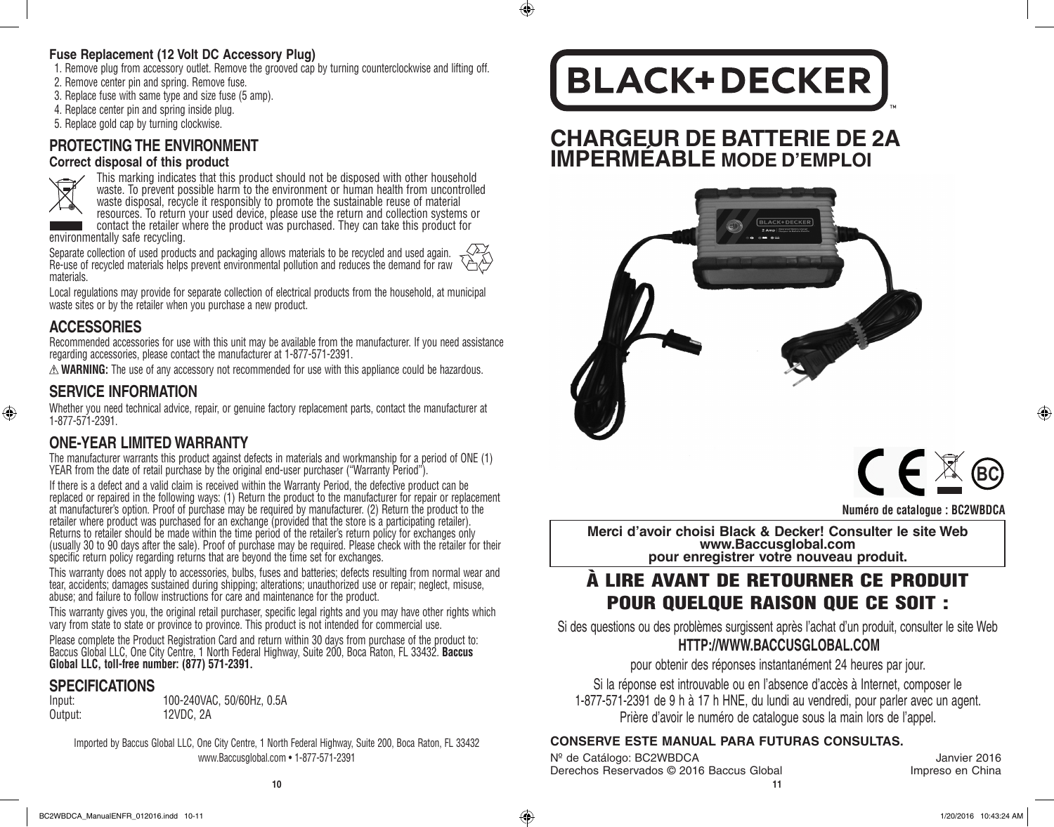**Fuse Replacement (12 Volt DC Accessory Plug)**

1. Remove plug from accessory outlet. Remove the grooved cap by turning counterclockwise and lifting off.
2. Remove center pin and spring. Remove fuse.
3. Replace fuse with same type and size fuse (5 amp).
4. Replace center pin and spring inside plug.
5. Replace gold cap by turning clockwise.

## PROTECTING THE ENVIRONMENT

**Correct disposal of this product**

This marking indicates that this product should not be disposed with other household waste. To prevent possible harm to the environment or human health from uncontrolled waste disposal, recycle it responsibly to promote the sustainable reuse of material resources. To return your used device, please use the return and collection systems or contact the retailer where the product was purchased. They can take this product for environmentally safe recycling.

Separate collection of used products and packaging allows materials to be recycled and used again. Re-use of recycled materials helps prevent environmental pollution and reduces the demand for raw materials.

Local regulations may provide for separate collection of electrical products from the household, at municipal waste sites or by the retailer when you purchase a new product.

## ACCESSORIES

Recommended accessories for use with this unit may be available from the manufacturer. If you need assistance regarding accessories, please contact the manufacturer at 1-877-571-2391.

⚠ **WARNING:** The use of any accessory not recommended for use with this appliance could be hazardous.

## SERVICE INFORMATION

Whether you need technical advice, repair, or genuine factory replacement parts, contact the manufacturer at 1-877-571-2391.

## ONE-YEAR LIMITED WARRANTY

The manufacturer warrants this product against defects in materials and workmanship for a period of ONE (1) YEAR from the date of retail purchase by the original end-user purchaser ("Warranty Period").

If there is a defect and a valid claim is received within the Warranty Period, the defective product can be replaced or repaired in the following ways: (1) Return the product to the manufacturer for repair or replacement at manufacturer's option. Proof of purchase may be required by manufacturer. (2) Return the product to the retailer where product was purchased for an exchange (provided that the store is a participating retailer). Returns to retailer should be made within the time period of the retailer's return policy for exchanges only (usually 30 to 90 days after the sale). Proof of purchase may be required. Please check with the retailer for their specific return policy regarding returns that are beyond the time set for exchanges.

This warranty does not apply to accessories, bulbs, fuses and batteries; defects resulting from normal wear and tear, accidents; damages sustained during shipping; alterations; unauthorized use or repair; neglect, misuse, abuse; and failure to follow instructions for care and maintenance for the product.

This warranty gives you, the original retail purchaser, specific legal rights and you may have other rights which vary from state to state or province to province. This product is not intended for commercial use.

Please complete the Product Registration Card and return within 30 days from purchase of the product to: Baccus Global LLC, One City Centre, 1 North Federal Highway, Suite 200, Boca Raton, FL 33432. **Baccus Global LLC, toll-free number: (877) 571-2391.**

## SPECIFICATIONS

| | |
|---|---|
| Input: | 100-240VAC, 50/60Hz, 0.5A |
| Output: | 12VDC, 2A |

Imported by Baccus Global LLC, One City Centre, 1 North Federal Highway, Suite 200, Boca Raton, FL 33432
www.Baccusglobal.com • 1-877-571-2391

# BLACK+DECKER

# CHARGEUR DE BATTERIE DE 2A IMPERMÉABLE MODE D'EMPLOI

**Numéro de catalogue : BC2WBDCA**

**Merci d'avoir choisi Black & Decker! Consulter le site Web www.Baccusglobal.com pour enregistrer votre nouveau produit.**

## À LIRE AVANT DE RETOURNER CE PRODUIT POUR QUELQUE RAISON QUE CE SOIT :

Si des questions ou des problèmes surgissent après l'achat d'un produit, consulter le site Web **HTTP://WWW.BACCUSGLOBAL.COM** pour obtenir des réponses instantanément 24 heures par jour.

Si la réponse est introuvable ou en l'absence d'accès à Internet, composer le 1-877-571-2391 de 9 h à 17 h HNE, du lundi au vendredi, pour parler avec un agent. Prière d'avoir le numéro de catalogue sous la main lors de l'appel.

**CONSERVE ESTE MANUAL PARA FUTURAS CONSULTAS.**

Nº de Catálogo: BC2WBDCA — Janvier 2016
Derechos Reservados © 2016 Baccus Global — Impreso en China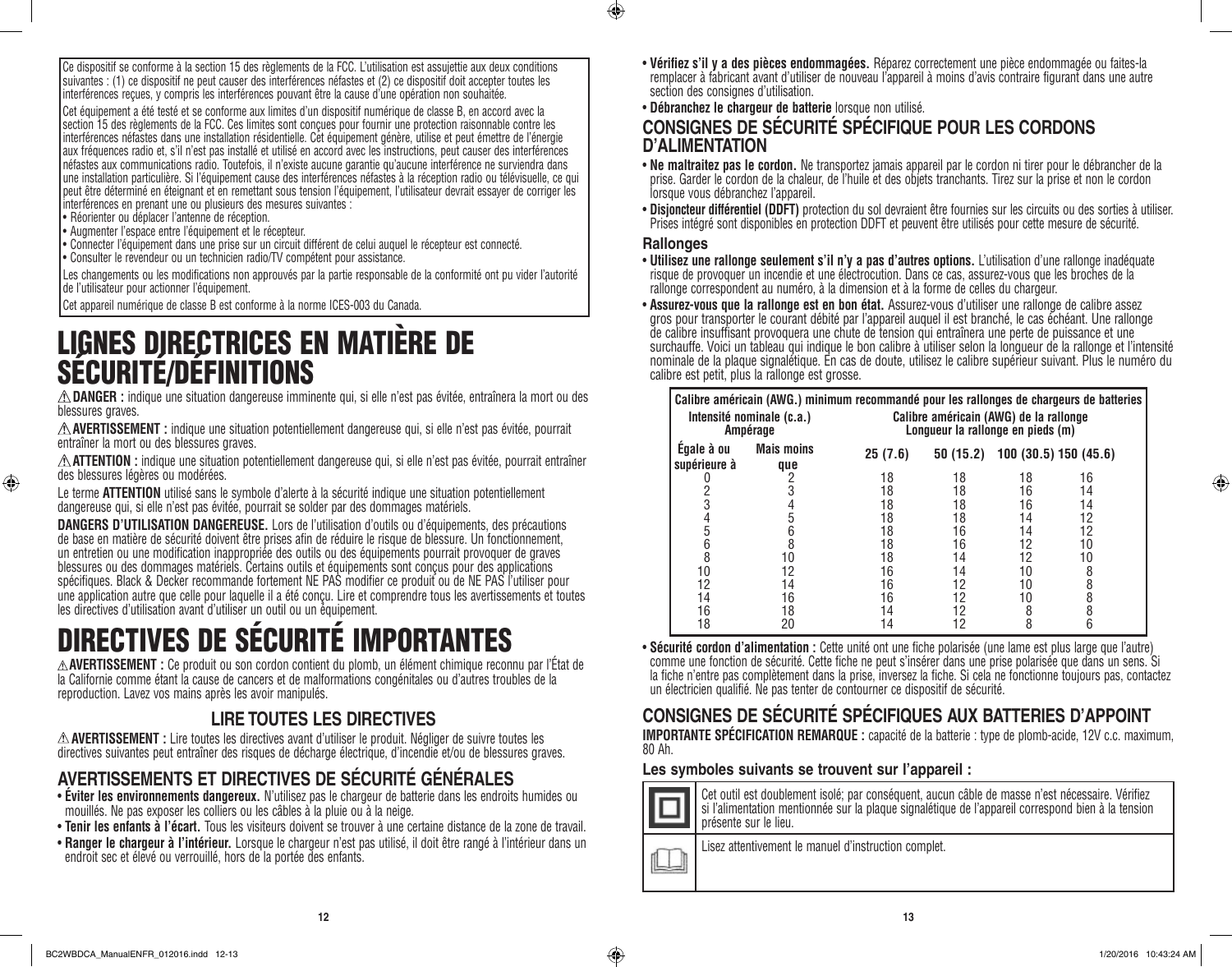Ce dispositif se conforme à la section 15 des règlements de la FCC. L'utilisation est assujettie aux deux conditions suivantes : (1) ce dispositif ne peut causer des interférences néfastes et (2) ce dispositif doit accepter toutes les interférences reçues, y compris les interférences pouvant être la cause d'une opération non souhaitée.

Cet équipement a été testé et se conforme aux limites d'un dispositif numérique de classe B, en accord avec la section 15 des règlements de la FCC. Ces limites sont conçues pour fournir une protection raisonnable contre les interférences néfastes dans une installation résidentielle. Cet équipement génère, utilise et peut émettre de l'énergie aux fréquences radio et, s'il n'est pas installé et utilisé en accord avec les instructions, peut causer des interférences néfastes aux communications radio. Toutefois, il n'existe aucune garantie qu'aucune interférence ne surviendra dans une installation particulière. Si l'équipement cause des interférences néfastes à la réception radio ou télévisuelle, ce qui peut être déterminé en éteignant et en remettant sous tension l'équipement, l'utilisateur devrait essayer de corriger les interférences en prenant une ou plusieurs des mesures suivantes :

- Réorienter ou déplacer l'antenne de réception.
- Augmenter l'espace entre l'équipement et le récepteur.
- Connecter l'équipement dans une prise sur un circuit différent de celui auquel le récepteur est connecté.
- Consulter le revendeur ou un technicien radio/TV compétent pour assistance.

Les changements ou les modifications non approuvés par la partie responsable de la conformité ont pu vider l'autorité de l'utilisateur pour actionner l'équipement.

Cet appareil numérique de classe B est conforme à la norme ICES-003 du Canada.

# LIGNES DIRECTRICES EN MATIÈRE DE SÉCURITÉ/DÉFINITIONS

⚠ **DANGER :** indique une situation dangereuse imminente qui, si elle n'est pas évitée, entraînera la mort ou des blessures graves.

⚠ **AVERTISSEMENT :** indique une situation potentiellement dangereuse qui, si elle n'est pas évitée, pourrait entraîner la mort ou des blessures graves.

⚠ **ATTENTION :** indique une situation potentiellement dangereuse qui, si elle n'est pas évitée, pourrait entraîner des blessures légères ou modérées.

Le terme **ATTENTION** utilisé sans le symbole d'alerte à la sécurité indique une situation potentiellement dangereuse qui, si elle n'est pas évitée, pourrait se solder par des dommages matériels.

**DANGERS D'UTILISATION DANGEREUSE.** Lors de l'utilisation d'outils ou d'équipements, des précautions de base en matière de sécurité doivent être prises afin de réduire le risque de blessure. Un fonctionnement, un entretien ou une modification inappropriée des outils ou des équipements pourrait provoquer de graves blessures ou des dommages matériels. Certains outils et équipements sont conçus pour des applications spécifiques. Black & Decker recommande fortement NE PAS modifier ce produit ou de NE PAS l'utiliser pour une application autre que celle pour laquelle il a été conçu. Lire et comprendre tous les avertissements et toutes les directives d'utilisation avant d'utiliser un outil ou un équipement.

# DIRECTIVES DE SÉCURITÉ IMPORTANTES

⚠ **AVERTISSEMENT :** Ce produit ou son cordon contient du plomb, un élément chimique reconnu par l'État de la Californie comme étant la cause de cancers et de malformations congénitales ou d'autres troubles de la reproduction. Lavez vos mains après les avoir manipulés.

## LIRE TOUTES LES DIRECTIVES

⚠ **AVERTISSEMENT :** Lire toutes les directives avant d'utiliser le produit. Négliger de suivre toutes les directives suivantes peut entraîner des risques de décharge électrique, d'incendie et/ou de blessures graves.

## AVERTISSEMENTS ET DIRECTIVES DE SÉCURITÉ GÉNÉRALES

- **Éviter les environnements dangereux.** N'utilisez pas le chargeur de batterie dans les endroits humides ou mouillés. Ne pas exposer les colliers ou les câbles à la pluie ou à la neige.
- **Tenir les enfants à l'écart.** Tous les visiteurs doivent se trouver à une certaine distance de la zone de travail.
- **Ranger le chargeur à l'intérieur.** Lorsque le chargeur n'est pas utilisé, il doit être rangé à l'intérieur dans un endroit sec et élevé ou verrouillé, hors de la portée des enfants.
- **Vérifiez s'il y a des pièces endommagées.** Réparez correctement une pièce endommagée ou faites-la remplacer à fabricant avant d'utiliser de nouveau l'appareil à moins d'avis contraire figurant dans une autre section des consignes d'utilisation.
- **Débranchez le chargeur de batterie** lorsque non utilisé.

## CONSIGNES DE SÉCURITÉ SPÉCIFIQUE POUR LES CORDONS D'ALIMENTATION

- **Ne maltraitez pas le cordon.** Ne transportez jamais appareil par le cordon ni tirer pour le débrancher de la prise. Garder le cordon de la chaleur, de l'huile et des objets tranchants. Tirez sur la prise et non le cordon lorsque vous débranchez l'appareil.
- **Disjoncteur différentiel (DDFT)** protection du sol devraient être fournies sur les circuits ou des sorties à utiliser. Prises intégré sont disponibles en protection DDFT et peuvent être utilisés pour cette mesure de sécurité.

### Rallonges

- **Utilisez une rallonge seulement s'il n'y a pas d'autres options.** L'utilisation d'une rallonge inadéquate risque de provoquer un incendie et une électrocution. Dans ce cas, assurez-vous que les broches de la rallonge correspondent au numéro, à la dimension et à la forme de celles du chargeur.
- **Assurez-vous que la rallonge est en bon état.** Assurez-vous d'utiliser une rallonge de calibre assez gros pour transporter le courant débité par l'appareil auquel il est branché, le cas échéant. Une rallonge de calibre insuffisant provoquera une chute de tension qui entraînera une perte de puissance et une surchauffe. Voici un tableau qui indique le bon calibre à utiliser selon la longueur de la rallonge et l'intensité nominale de la plaque signalétique. En cas de doute, utilisez le calibre supérieur suivant. Plus le numéro du calibre est petit, plus la rallonge est grosse.

| Calibre américain (AWG.) minimum recommandé pour les rallonges de chargeurs de batteries | | | | | |
|---|---|---|---|---|---|
| Intensité nominale (c.a.) Ampérage | | Calibre américain (AWG) de la rallonge Longueur la rallonge en pieds (m) | | | |
| Égale à ou supérieure à | Mais moins que | 25 (7.6) | 50 (15.2) | 100 (30.5) | 150 (45.6) |
| 0 | 2 | 18 | 18 | 18 | 16 |
| 2 | 3 | 18 | 18 | 16 | 14 |
| 3 | 4 | 18 | 18 | 16 | 14 |
| 4 | 5 | 18 | 18 | 14 | 12 |
| 5 | 6 | 18 | 16 | 14 | 12 |
| 6 | 8 | 18 | 16 | 12 | 10 |
| 8 | 10 | 18 | 14 | 12 | 10 |
| 10 | 12 | 16 | 14 | 10 | 8 |
| 12 | 14 | 16 | 12 | 10 | 8 |
| 14 | 16 | 16 | 12 | 10 | 8 |
| 16 | 18 | 14 | 12 | 8 | 8 |
| 18 | 20 | 14 | 12 | 8 | 6 |

- **Sécurité cordon d'alimentation :** Cette unité ont une fiche polarisée (une lame est plus large que l'autre) comme une fonction de sécurité. Cette fiche ne peut s'insérer dans une prise polarisée que dans un sens. Si la fiche n'entre pas complètement dans la prise, inversez la fiche. Si cela ne fonctionne toujours pas, contactez un électricien qualifié. Ne pas tenter de contourner ce dispositif de sécurité.

## CONSIGNES DE SÉCURITÉ SPÉCIFIQUES AUX BATTERIES D'APPOINT

**IMPORTANTE SPÉCIFICATION REMARQUE :** capacité de la batterie : type de plomb-acide, 12V c.c. maximum, 80 Ah.

### Les symboles suivants se trouvent sur l'appareil :

| Symbole | Description |
|---|---|
| ⧈ | Cet outil est doublement isolé; par conséquent, aucun câble de masse n'est nécessaire. Vérifiez si l'alimentation mentionnée sur la plaque signalétique de l'appareil correspond bien à la tension présente sur le lieu. |
| 📖 | Lisez attentivement le manuel d'instruction complet. |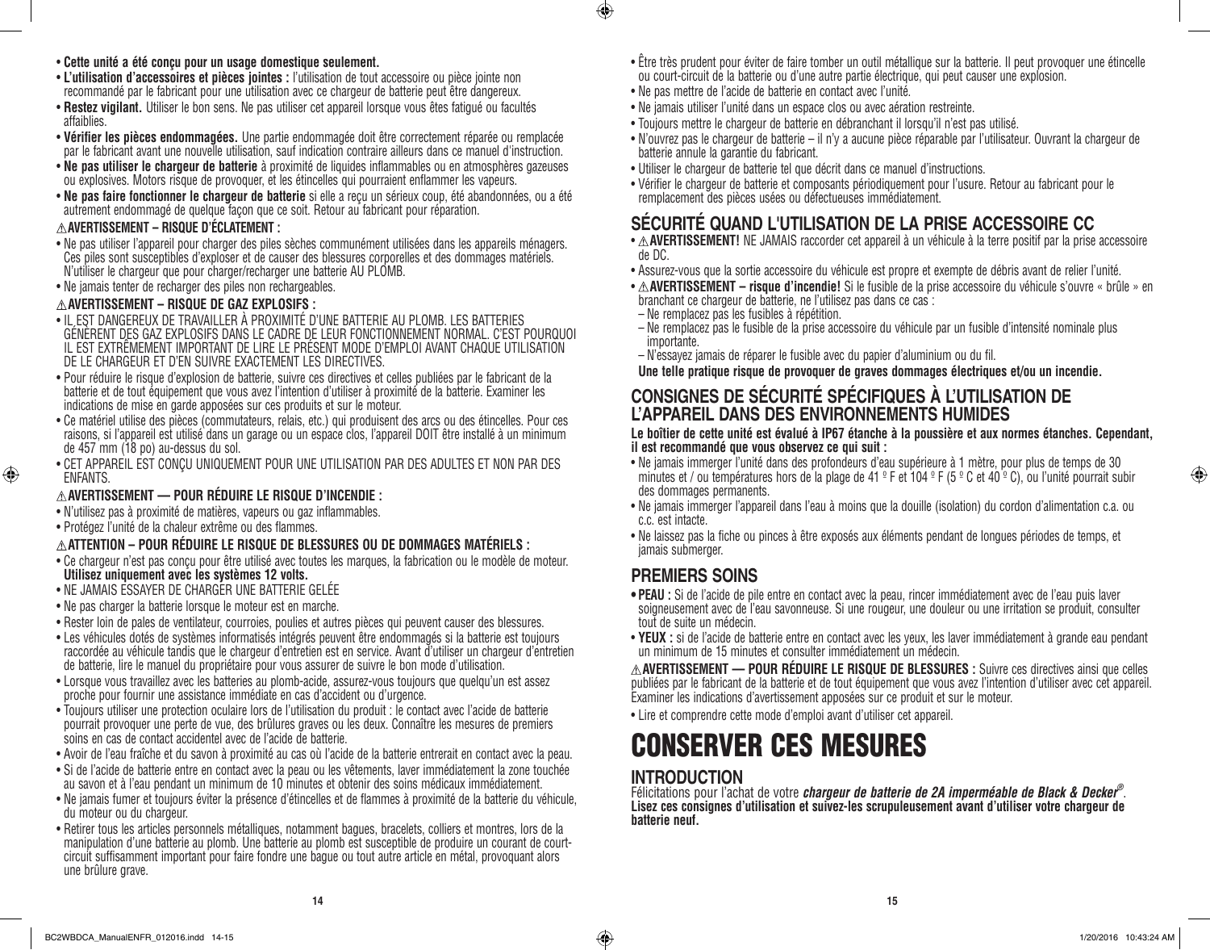- **Cette unité a été conçu pour un usage domestique seulement.**
- **L'utilisation d'accessoires et pièces jointes :** l'utilisation de tout accessoire ou pièce jointe non recommandé par le fabricant pour une utilisation avec ce chargeur de batterie peut être dangereux.
- **Restez vigilant.** Utiliser le bon sens. Ne pas utiliser cet appareil lorsque vous êtes fatigué ou facultés affaiblies.
- **Vérifier les pièces endommagées.** Une partie endommagée doit être correctement réparée ou remplacée par le fabricant avant une nouvelle utilisation, sauf indication contraire ailleurs dans ce manuel d'instruction.
- **Ne pas utiliser le chargeur de batterie** à proximité de liquides inflammables ou en atmosphères gazeuses ou explosives. Motors risque de provoquer, et les étincelles qui pourraient enflammer les vapeurs.
- **Ne pas faire fonctionner le chargeur de batterie** si elle a reçu un sérieux coup, été abandonnées, ou a été autrement endommagé de quelque façon que ce soit. Retour au fabricant pour réparation.

**⚠AVERTISSEMENT – RISQUE D'ÉCLATEMENT :**

- Ne pas utiliser l'appareil pour charger des piles sèches communément utilisées dans les appareils ménagers. Ces piles sont susceptibles d'exploser et de causer des blessures corporelles et des dommages matériels. N'utiliser le chargeur que pour charger/recharger une batterie AU PLOMB.
- Ne jamais tenter de recharger des piles non rechargeables.

**⚠AVERTISSEMENT – RISQUE DE GAZ EXPLOSIFS :**

- IL EST DANGEREUX DE TRAVAILLER À PROXIMITÉ D'UNE BATTERIE AU PLOMB. LES BATTERIES GÉNÈRENT DES GAZ EXPLOSIFS DANS LE CADRE DE LEUR FONCTIONNEMENT NORMAL. C'EST POURQUOI IL EST EXTRÊMEMENT IMPORTANT DE LIRE LE PRÉSENT MODE D'EMPLOI AVANT CHAQUE UTILISATION DE LE CHARGEUR ET D'EN SUIVRE EXACTEMENT LES DIRECTIVES.
- Pour réduire le risque d'explosion de batterie, suivre ces directives et celles publiées par le fabricant de la batterie et de tout équipement que vous avez l'intention d'utiliser à proximité de la batterie. Examiner les indications de mise en garde apposées sur ces produits et sur le moteur.
- Ce matériel utilise des pièces (commutateurs, relais, etc.) qui produisent des arcs ou des étincelles. Pour ces raisons, si l'appareil est utilisé dans un garage ou un espace clos, l'appareil DOIT être installé à un minimum de 457 mm (18 po) au-dessus du sol.
- CET APPAREIL EST CONÇU UNIQUEMENT POUR UNE UTILISATION PAR DES ADULTES ET NON PAR DES ENFANTS.

**⚠AVERTISSEMENT — POUR RÉDUIRE LE RISQUE D'INCENDIE :**

- N'utilisez pas à proximité de matières, vapeurs ou gaz inflammables.
- Protégez l'unité de la chaleur extrême ou des flammes.

**⚠ATTENTION – POUR RÉDUIRE LE RISQUE DE BLESSURES OU DE DOMMAGES MATÉRIELS :**

- Ce chargeur n'est pas conçu pour être utilisé avec toutes les marques, la fabrication ou le modèle de moteur. **Utilisez uniquement avec les systèmes 12 volts.**
- NE JAMAIS ESSAYER DE CHARGER UNE BATTERIE GELÉE
- Ne pas charger la batterie lorsque le moteur est en marche.
- Rester loin de pales de ventilateur, courroies, poulies et autres pièces qui peuvent causer des blessures.
- Les véhicules dotés de systèmes informatisés intégrés peuvent être endommagés si la batterie est toujours raccordée au véhicule tandis que le chargeur d'entretien est en service. Avant d'utiliser un chargeur d'entretien de batterie, lire le manuel du propriétaire pour vous assurer de suivre le bon mode d'utilisation.
- Lorsque vous travaillez avec les batteries au plomb-acide, assurez-vous toujours que quelqu'un est assez proche pour fournir une assistance immédiate en cas d'accident ou d'urgence.
- Toujours utiliser une protection oculaire lors de l'utilisation du produit : le contact avec l'acide de batterie pourrait provoquer une perte de vue, des brûlures graves ou les deux. Connaître les mesures de premiers soins en cas de contact accidentel avec de l'acide de batterie.
- Avoir de l'eau fraîche et du savon à proximité au cas où l'acide de la batterie entrerait en contact avec la peau.
- Si de l'acide de batterie entre en contact avec la peau ou les vêtements, laver immédiatement la zone touchée au savon et à l'eau pendant un minimum de 10 minutes et obtenir des soins médicaux immédiatement.
- Ne jamais fumer et toujours éviter la présence d'étincelles et de flammes à proximité de la batterie du véhicule, du moteur ou du chargeur.
- Retirer tous les articles personnels métalliques, notamment bagues, bracelets, colliers et montres, lors de la manipulation d'une batterie au plomb. Une batterie au plomb est susceptible de produire un courant de court-circuit suffisamment important pour faire fondre une bague ou tout autre article en métal, provoquant alors une brûlure grave.
- Être très prudent pour éviter de faire tomber un outil métallique sur la batterie. Il peut provoquer une étincelle ou court-circuit de la batterie ou d'une autre partie électrique, qui peut causer une explosion.
- Ne pas mettre de l'acide de batterie en contact avec l'unité.
- Ne jamais utiliser l'unité dans un espace clos ou avec aération restreinte.
- Toujours mettre le chargeur de batterie en débranchant il lorsqu'il n'est pas utilisé.
- N'ouvrez pas le chargeur de batterie – il n'y a aucune pièce réparable par l'utilisateur. Ouvrant la chargeur de batterie annule la garantie du fabricant.
- Utiliser le chargeur de batterie tel que décrit dans ce manuel d'instructions.
- Vérifier le chargeur de batterie et composants périodiquement pour l'usure. Retour au fabricant pour le remplacement des pièces usées ou défectueuses immédiatement.

## SÉCURITÉ QUAND L'UTILISATION DE LA PRISE ACCESSOIRE CC

- ⚠**AVERTISSEMENT!** NE JAMAIS raccorder cet appareil à un véhicule à la terre positif par la prise accessoire de DC.
- Assurez-vous que la sortie accessoire du véhicule est propre et exempte de débris avant de relier l'unité.
- ⚠**AVERTISSEMENT – risque d'incendie!** Si le fusible de la prise accessoire du véhicule s'ouvre « brûle » en branchant ce chargeur de batterie, ne l'utilisez pas dans ce cas :
  - Ne remplacez pas les fusibles à répétition.
  - Ne remplacez pas le fusible de la prise accessoire du véhicule par un fusible d'intensité nominale plus importante.
  - N'essayez jamais de réparer le fusible avec du papier d'aluminium ou du fil.

**Une telle pratique risque de provoquer de graves dommages électriques et/ou un incendie.**

## CONSIGNES DE SÉCURITÉ SPÉCIFIQUES À L'UTILISATION DE L'APPAREIL DANS DES ENVIRONNEMENTS HUMIDES

**Le boîtier de cette unité est évalué à IP67 étanche à la poussière et aux normes étanches. Cependant, il est recommandé que vous observez ce qui suit :**

- Ne jamais immerger l'unité dans des profondeurs d'eau supérieure à 1 mètre, pour plus de temps de 30 minutes et / ou températures hors de la plage de 41 º F et 104 º F (5 º C et 40 º C), ou l'unité pourrait subir des dommages permanents.
- Ne jamais immerger l'appareil dans l'eau à moins que la douille (isolation) du cordon d'alimentation c.a. ou c.c. est intacte.
- Ne laissez pas la fiche ou pinces à être exposés aux éléments pendant de longues périodes de temps, et jamais submerger.

## PREMIERS SOINS

- **PEAU :** Si de l'acide de pile entre en contact avec la peau, rincer immédiatement avec de l'eau puis laver soigneusement avec de l'eau savonneuse. Si une rougeur, une douleur ou une irritation se produit, consulter tout de suite un médecin.
- **YEUX :** si de l'acide de batterie entre en contact avec les yeux, les laver immédiatement à grande eau pendant un minimum de 15 minutes et consulter immédiatement un médecin.

⚠**AVERTISSEMENT — POUR RÉDUIRE LE RISQUE DE BLESSURES :** Suivre ces directives ainsi que celles publiées par le fabricant de la batterie et de tout équipement que vous avez l'intention d'utiliser avec cet appareil. Examiner les indications d'avertissement apposées sur ce produit et sur le moteur.

- Lire et comprendre cette mode d'emploi avant d'utiliser cet appareil.

# CONSERVER CES MESURES

## INTRODUCTION

Félicitations pour l'achat de votre ***chargeur de batterie de 2A imperméable de Black & Decker®***. **Lisez ces consignes d'utilisation et suivez-les scrupuleusement avant d'utiliser votre chargeur de batterie neuf.**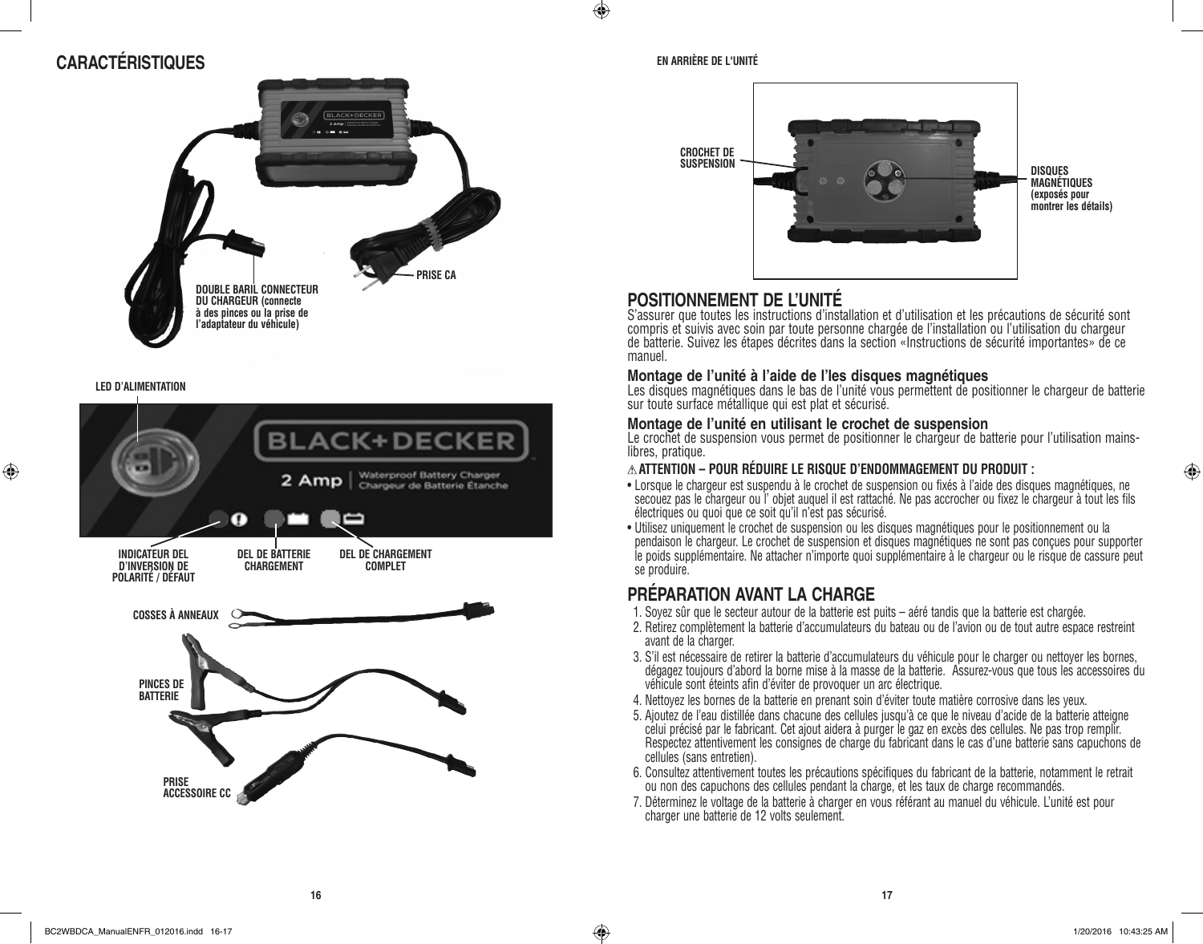# CARACTÉRISTIQUES

DOUBLE BARIL CONNECTEUR DU CHARGEUR (connecte à des pinces ou la prise de l'adaptateur du véhicule)

PRISE CA

LED D'ALIMENTATION

INDICATEUR DEL D'INVERSION DE POLARITÉ / DÉFAUT

DEL DE BATTERIE CHARGEMENT

DEL DE CHARGEMENT COMPLET

COSSES À ANNEAUX

PINCES DE BATTERIE

PRISE ACCESSOIRE CC

**EN ARRIÈRE DE L'UNITÉ**

CROCHET DE SUSPENSION

DISQUES MAGNÉTIQUES (exposés pour montrer les détails)

## POSITIONNEMENT DE L'UNITÉ

S'assurer que toutes les instructions d'installation et d'utilisation et les précautions de sécurité sont compris et suivis avec soin par toute personne chargée de l'installation ou l'utilisation du chargeur de batterie. Suivez les étapes décrites dans la section «Instructions de sécurité importantes» de ce manuel.

### Montage de l'unité à l'aide de l'les disques magnétiques

Les disques magnétiques dans le bas de l'unité vous permettent de positionner le chargeur de batterie sur toute surface métallique qui est plat et sécurisé.

### Montage de l'unité en utilisant le crochet de suspension

Le crochet de suspension vous permet de positionner le chargeur de batterie pour l'utilisation mains-libres, pratique.

**⚠ ATTENTION – POUR RÉDUIRE LE RISQUE D'ENDOMMAGEMENT DU PRODUIT :**

- Lorsque le chargeur est suspendu à le crochet de suspension ou fixés à l'aide des disques magnétiques, ne secouez pas le chargeur ou l' objet auquel il est rattaché. Ne pas accrocher ou fixez le chargeur à tout les fils électriques ou quoi que ce soit qu'il n'est pas sécurisé.
- Utilisez uniquement le crochet de suspension ou les disques magnétiques pour le positionnement ou la pendaison le chargeur. Le crochet de suspension et disques magnétiques ne sont pas conçues pour supporter le poids supplémentaire. Ne attacher n'importe quoi supplémentaire à le chargeur ou le risque de cassure peut se produire.

## PRÉPARATION AVANT LA CHARGE

1. Soyez sûr que le secteur autour de la batterie est puits – aéré tandis que la batterie est chargée.
2. Retirez complètement la batterie d'accumulateurs du bateau ou de l'avion ou de tout autre espace restreint avant de la charger.
3. S'il est nécessaire de retirer la batterie d'accumulateurs du véhicule pour le charger ou nettoyer les bornes, dégagez toujours d'abord la borne mise à la masse de la batterie. Assurez-vous que tous les accessoires du véhicule sont éteints afin d'éviter de provoquer un arc électrique.
4. Nettoyez les bornes de la batterie en prenant soin d'éviter toute matière corrosive dans les yeux.
5. Ajoutez de l'eau distillée dans chacune des cellules jusqu'à ce que le niveau d'acide de la batterie atteigne celui précisé par le fabricant. Cet ajout aidera à purger le gaz en excès des cellules. Ne pas trop remplir. Respectez attentivement les consignes de charge du fabricant dans le cas d'une batterie sans capuchons de cellules (sans entretien).
6. Consultez attentivement toutes les précautions spécifiques du fabricant de la batterie, notamment le retrait ou non des capuchons des cellules pendant la charge, et les taux de charge recommandés.
7. Déterminez le voltage de la batterie à charger en vous référant au manuel du véhicule. L'unité est pour charger une batterie de 12 volts seulement.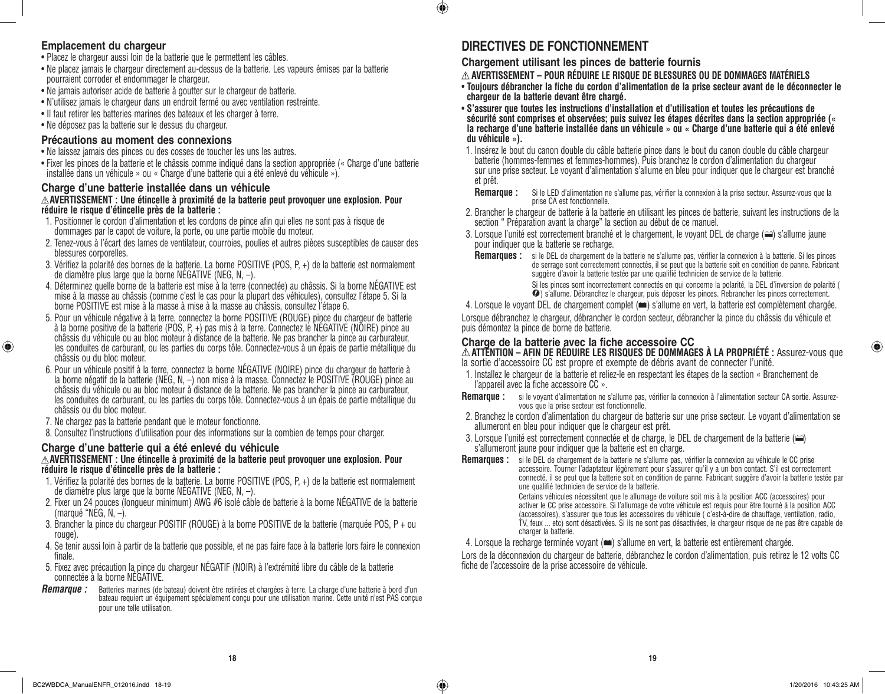### Emplacement du chargeur

- Placez le chargeur aussi loin de la batterie que le permettent les câbles.
- Ne placez jamais le chargeur directement au-dessus de la batterie. Les vapeurs émises par la batterie pourraient corroder et endommager le chargeur.
- Ne jamais autoriser acide de batterie à goutter sur le chargeur de batterie.
- N'utilisez jamais le chargeur dans un endroit fermé ou avec ventilation restreinte.
- Il faut retirer les batteries marines des bateaux et les charger à terre.
- Ne déposez pas la batterie sur le dessus du chargeur.

### Précautions au moment des connexions

- Ne laissez jamais des pinces ou des cosses de toucher les uns les autres.
- Fixer les pinces de la batterie et le châssis comme indiqué dans la section appropriée (« Charge d'une batterie installée dans un véhicule » ou « Charge d'une batterie qui a été enlevé du véhicule »).

### Charge d'une batterie installée dans un véhicule

**⚠AVERTISSEMENT : Une étincelle à proximité de la batterie peut provoquer une explosion. Pour réduire le risque d'étincelle près de la batterie :**

1. Positionner le cordon d'alimentation et les cordons de pince afin qui elles ne sont pas à risque de dommages par le capot de voiture, la porte, ou une partie mobile du moteur.
2. Tenez-vous à l'écart des lames de ventilateur, courroies, poulies et autres pièces susceptibles de causer des blessures corporelles.
3. Vérifiez la polarité des bornes de la batterie. La borne POSITIVE (POS, P, +) de la batterie est normalement de diamètre plus large que la borne NÉGATIVE (NEG, N, –).
4. Déterminez quelle borne de la batterie est mise à la terre (connectée) au châssis. Si la borne NÉGATIVE est mise à la masse au châssis (comme c'est le cas pour la plupart des véhicules), consultez l'étape 5. Si la borne POSITIVE est mise à la masse à mise à la masse au châssis, consultez l'étape 6.
5. Pour un véhicule négative à la terre, connectez la borne POSITIVE (ROUGE) pince du chargeur de batterie à la borne positive de la batterie (POS, P, +) pas mis à la terre. Connectez le NÉGATIVE (NOIRE) pince au châssis du véhicule ou au bloc moteur à distance de la batterie. Ne pas brancher la pince au carburateur, les conduites de carburant, ou les parties du corps tôle. Connectez-vous à un épais de partie métallique du châssis ou du bloc moteur.
6. Pour un véhicule positif à la terre, connectez la borne NÉGATIVE (NOIRE) pince du chargeur de batterie à la borne négatif de la batterie (NEG, N, –) non mise à la masse. Connectez le POSITIVE (ROUGE) pince au châssis du véhicule ou au bloc moteur à distance de la batterie. Ne pas brancher la pince au carburateur, les conduites de carburant, ou les parties du corps tôle. Connectez-vous à un épais de partie métallique du châssis ou du bloc moteur.
7. Ne chargez pas la batterie pendant que le moteur fonctionne.
8. Consultez l'instructions d'utilisation pour des informations sur la combien de temps pour charger.

### Charge d'une batterie qui a été enlevé du véhicule

**⚠AVERTISSEMENT : Une étincelle à proximité de la batterie peut provoquer une explosion. Pour réduire le risque d'étincelle près de la batterie :**

1. Vérifiez la polarité des bornes de la batterie. La borne POSITIVE (POS, P, +) de la batterie est normalement de diamètre plus large que la borne NÉGATIVE (NEG, N, –).
2. Fixer un 24 pouces (longueur minimum) AWG #6 isolé câble de batterie à la borne NÉGATIVE de la batterie (marqué "NEG, N, –).
3. Brancher la pince du chargeur POSITIF (ROUGE) à la borne POSITIVE de la batterie (marquée POS, P + ou rouge).
4. Se tenir aussi loin à partir de la batterie que possible, et ne pas faire face à la batterie lors faire le connexion finale.
5. Fixez avec précaution la pince du chargeur NÉGATIF (NOIR) à l'extrémité libre du câble de la batterie connectée à la borne NÉGATIVE.

***Remarque :*** Batteries marines (de bateau) doivent être retirées et chargées à terre. La charge d'une batterie à bord d'un bateau requiert un équipement spécialement conçu pour une utilisation marine. Cette unité n'est PAS conçue pour une telle utilisation.

## DIRECTIVES DE FONCTIONNEMENT

### Chargement utilisant les pinces de batterie fournis

**⚠ AVERTISSEMENT – POUR RÉDUIRE LE RISQUE DE BLESSURES OU DE DOMMAGES MATÉRIELS**

- **Toujours débrancher la fiche du cordon d'alimentation de la prise secteur avant de le déconnecter le chargeur de la batterie devant être chargé.**
- **S'assurer que toutes les instructions d'installation et d'utilisation et toutes les précautions de sécurité sont comprises et observées; puis suivez les étapes décrites dans la section appropriée (« la recharge d'une batterie installée dans un véhicule » ou « Charge d'une batterie qui a été enlevé du véhicule »).**

1. Insérez le bout du canon double du câble batterie pince dans le bout du canon double du câble chargeur batterie (hommes-femmes et femmes-hommes). Puis branchez le cordon d'alimentation du chargeur sur une prise secteur. Le voyant d'alimentation s'allume en bleu pour indiquer que le chargeur est branché et prêt.

   **Remarque :** Si le LED d'alimentation ne s'allume pas, vérifier la connexion à la prise secteur. Assurez-vous que la prise CA est fonctionnelle.

2. Brancher le chargeur de batterie à la batterie en utilisant les pinces de batterie, suivant les instructions de la section " Préparation avant la charge" la section au début de ce manuel.
3. Lorsque l'unité est correctement branché et le chargement, le voyant DEL de charge (▭) s'allume jaune pour indiquer que la batterie se recharge.

   **Remarques :** si le DEL de chargement de la batterie ne s'allume pas, vérifier la connexion à la batterie. Si les pinces de serrage sont correctement connectés, il se peut que la batterie soit en condition de panne. Fabricant suggère d'avoir la batterie testée par une qualifié technicien de service de la batterie.

   Si les pinces sont incorrectement connectés en qui concerne la polarité, la DEL d'inversion de polarité ( ❗) s'allume. Débranchez le chargeur, puis déposer les pinces. Rebrancher les pinces correctement.

4. Lorsque le voyant DEL de chargement complet (▬) s'allume en vert, la batterie est complètement chargée.

Lorsque débranchez le chargeur, débrancher le cordon secteur, débrancher la pince du châssis du véhicule et puis démontez la pince de borne de batterie.

### Charge de la batterie avec la fiche accessoire CC

**⚠ ATTENTION – AFIN DE RÉDUIRE LES RISQUES DE DOMMAGES À LA PROPRIÉTÉ :** Assurez-vous que la sortie d'accessoire CC est propre et exempte de débris avant de connecter l'unité.

1. Installez le chargeur de la batterie et reliez-le en respectant les étapes de la section « Branchement de l'appareil avec la fiche accessoire CC ».

**Remarque :** si le voyant d'alimentation ne s'allume pas, vérifier la connexion à l'alimentation secteur CA sortie. Assurez-vous que la prise secteur est fonctionnelle.

2. Branchez le cordon d'alimentation du chargeur de batterie sur une prise secteur. Le voyant d'alimentation se allumeront en bleu pour indiquer que le chargeur est prêt.
3. Lorsque l'unité est correctement connectée et de charge, le DEL de chargement de la batterie (▭) s'allumeront jaune pour indiquer que la batterie est en charge.

**Remarques :** si le DEL de chargement de la batterie ne s'allume pas, vérifier la connexion au véhicule le CC prise accessoire. Tourner l'adaptateur légèrement pour s'assurer qu'il y a un bon contact. S'il est correctement connecté, il se peut que la batterie soit en condition de panne. Fabricant suggère d'avoir la batterie testée par une qualifié technicien de service de la batterie.

Certains véhicules nécessitent que le allumage de voiture soit mis à la position ACC (accessoires) pour activer le CC prise accessoire. Si l'allumage de votre véhicule est requis pour être tourné à la position ACC (accessoires), s'assurer que tous les accessoires du véhicule ( c'est-à-dire de chauffage, ventilation, radio, TV, feux ... etc) sont désactivées. Si ils ne sont pas désactivées, le chargeur risque de ne pas être capable de charger la batterie.

4. Lorsque la recharge terminée voyant (▬) s'allume en vert, la batterie est entièrement chargée.

Lors de la déconnexion du chargeur de batterie, débranchez le cordon d'alimentation, puis retirez le 12 volts CC fiche de l'accessoire de la prise accessoire de véhicule.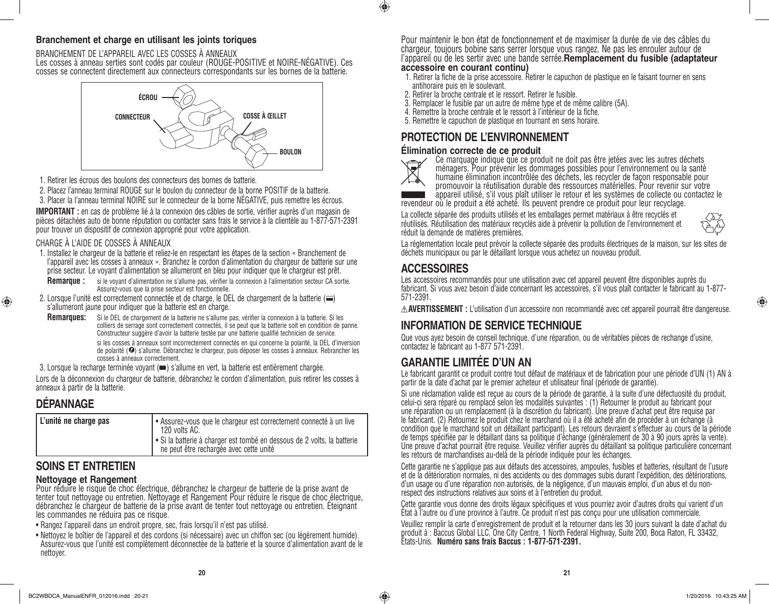### Branchement et charge en utilisant les joints toriques

BRANCHEMENT DE L'APPAREIL AVEC LES COSSES À ANNEAUX

Les cosses à anneau serties sont codés par couleur (ROUGE-POSITIVE et NOIRE-NÉGATIVE). Ces cosses se connectent directement aux connecteurs correspondants sur les bornes de la batterie.

ÉCROU
CONNECTEUR
COSSE À ŒILLET
BOULON

1. Retirer les écrous des boulons des connecteurs des bornes de batterie.
2. Placez l'anneau terminal ROUGE sur le boulon du connecteur de la borne POSITIF de la batterie.
3. Placer la l'anneau terminal NOIRE sur le connecteur de la borne NÉGATIVE, puis remettre les écrous.

**IMPORTANT :** en cas de problème lié à la connexion des câbles de sortie, vérifier auprès d'un magasin de pièces détachées auto de bonne réputation ou contacter sans frais le service à la clientèle au 1-877-571-2391 pour trouver un dispositif de connexion approprié pour votre application.

CHARGE À L'AIDE DE COSSES À ANNEAUX

1. Installez le chargeur de la batterie et reliez-le en respectant les étapes de la section « Branchement de l'appareil avec les cosses à anneaux ». Branchez le cordon d'alimentation du chargeur de batterie sur une prise secteur. Le voyant d'alimentation se allumeront en bleu pour indiquer que le chargeur est prêt.

   **Remarque :** si le voyant d'alimentation ne s'allume pas, vérifier la connexion à l'alimentation secteur CA sortie. Assurez-vous que la prise secteur est fonctionnelle.

2. Lorsque l'unité est correctement connectée et de charge, le DEL de chargement de la batterie (▭) s'allumeront jaune pour indiquer que la batterie est en charge.

   **Remarques:** Si le DEL de chargement de la batterie ne s'allume pas, vérifier la connexion à la batterie. Si les colliers de serrage sont correctement connectés, il se peut que la batterie soit en condition de panne. Constructeur suggère d'avoir la batterie testée par une batterie qualifié technicien de service.

   si les cosses à anneaux sont incorrectement connectés en qui concerne la polarité, la DEL d'inversion de polarité (❢) s'allume. Débranchez le chargeur, puis déposer les cosses à anneaux. Rebrancher les cosses à anneaux correctement.

3. Lorsque la recharge terminée voyant (▬) s'allume en vert, la batterie est entièrement chargée.

Lors de la déconnexion du chargeur de batterie, débranchez le cordon d'alimentation, puis retirer les cosses à anneaux à partir de la batterie.

## DÉPANNAGE

| L'unité ne charge pas | • Assurez-vous que le chargeur est correctement connecté à un live 120 volts AC.<br>• Si la batterie à charger est tombé en dessous de 2 volts, la batterie ne peut être rechargée avec cette unité |
|---|---|

## SOINS ET ENTRETIEN

### Nettoyage et Rangement

Pour réduire le risque de choc électrique, débranchez le chargeur de batterie de la prise avant de tenter tout nettoyage ou entretien. Nettoyage et Rangement Pour réduire le risque de choc électrique, débranchez le chargeur de batterie de la prise avant de tenter tout nettoyage ou entretien. Éteignant les commandes ne réduira pas ce risque.

- Rangez l'appareil dans un endroit propre, sec, frais lorsqu'il n'est pas utilisé.
- Nettoyez le boîtier de l'appareil et des cordons (si nécessaire) avec un chiffon sec (ou légèrement humide). Assurez-vous que l'unité est complètement déconnectée de la batterie et la source d'alimentation avant de le nettoyer.

Pour maintenir le bon état de fonctionnement et de maximiser la durée de vie des câbles du chargeur, toujours bobine sans serrer lorsque vous rangez. Ne pas les enrouler autour de l'appareil ou de les sertir avec une bande serrée.**Remplacement du fusible (adaptateur accessoire en courant continu)**

1. Retirer la fiche de la prise accessoire. Retirer le capuchon de plastique en le faisant tourner en sens antihoraire puis en le soulevant.
2. Retirer la broche centrale et le ressort. Retirer le fusible.
3. Remplacer le fusible par un autre de même type et de même calibre (5A).
4. Remettre la broche centrale et le ressort à l'intérieur de la fiche.
5. Remettre le capuchon de plastique en tournant en sens horaire.

## PROTECTION DE L'ENVIRONNEMENT

### Élimination correcte de ce produit

Ce marquage indique que ce produit ne doit pas être jetées avec les autres déchets ménagers. Pour prévenir les dommages possibles pour l'environnement ou la santé humaine élimination incontrôlée des déchets, les recycler de façon responsable pour promouvoir la réutilisation durable des ressources matérielles. Pour revenir sur votre appareil utilisé, s'il vous plaît utiliser le retour et les systèmes de collecte ou contactez le revendeur où le produit a été acheté. Ils peuvent prendre ce produit pour leur recyclage.

La collecte séparée des produits utilisés et les emballages permet matériaux à être recyclés et réutilisés. Réutilisation des matériaux recyclés aide à prévenir la pollution de l'environnement et réduit la demande de matières premières.

La réglementation locale peut prévoir la collecte séparée des produits électriques de la maison, sur les sites de déchets municipaux ou par le détaillant lorsque vous achetez un nouveau produit.

## ACCESSOIRES

Les accessoires recommandés pour une utilisation avec cet appareil peuvent être disponibles auprès du fabricant. Si vous avez besoin d'aide concernant les accessoires, s'il vous plaît contacter le fabricant au 1-877-571-2391.

⚠**AVERTISSEMENT :** L'utilisation d'un accessoire non recommandé avec cet appareil pourrait être dangereuse.

## INFORMATION DE SERVICE TECHNIQUE

Que vous ayez besoin de conseil technique, d'une réparation, ou de véritables pièces de rechange d'usine, contactez le fabricant au 1-877 571-2391.

## GARANTIE LIMITÉE D'UN AN

Le fabricant garantit ce produit contre tout défaut de matériaux et de fabrication pour une période D'UN (1) AN à partir de la date d'achat par le premier acheteur et utilisateur final (période de garantie).

Si une réclamation valide est reçue au cours de la période de garantie, à la suite d'une défectuosité du produit, celui-ci sera réparé ou remplacé selon les modalités suivantes : (1) Retourner le produit au fabricant pour une réparation ou un remplacement (à la discrétion du fabricant). Une preuve d'achat peut être requise par le fabricant. (2) Retournez le produit chez le marchand où il a été acheté afin de procéder à un échange (à condition que le marchand soit un détaillant participant). Les retours devraient s'effectuer au cours de la période de temps spécifiée par le détaillant dans sa politique d'échange (généralement de 30 à 90 jours après la vente). Une preuve d'achat pourrait être requise. Veuillez vérifier auprès du détaillant sa politique particulière concernant les retours de marchandises au-delà de la période indiquée pour les échanges.

Cette garantie ne s'applique pas aux défauts des accessoires, ampoules, fusibles et batteries, résultant de l'usure et de la détérioration normales, ni des accidents ou des dommages subis durant l'expédition, des détériorations, d'un usage ou d'une réparation non autorisés, de la négligence, d'un mauvais emploi, d'un abus et du non-respect des instructions relatives aux soins et à l'entretien du produit.

Cette garantie vous donne des droits légaux spécifiques et vous pourriez avoir d'autres droits qui varient d'un État à l'autre ou d'une province à l'autre. Ce produit n'est pas conçu pour une utilisation commerciale.

Veuillez remplir la carte d'enregistrement de produit et la retourner dans les 30 jours suivant la date d'achat du produit à : Baccus Global LLC, One City Centre, 1 North Federal Highway, Suite 200, Boca Raton, FL 33432, États-Unis. **Numéro sans frais Baccus : 1-877-571-2391.**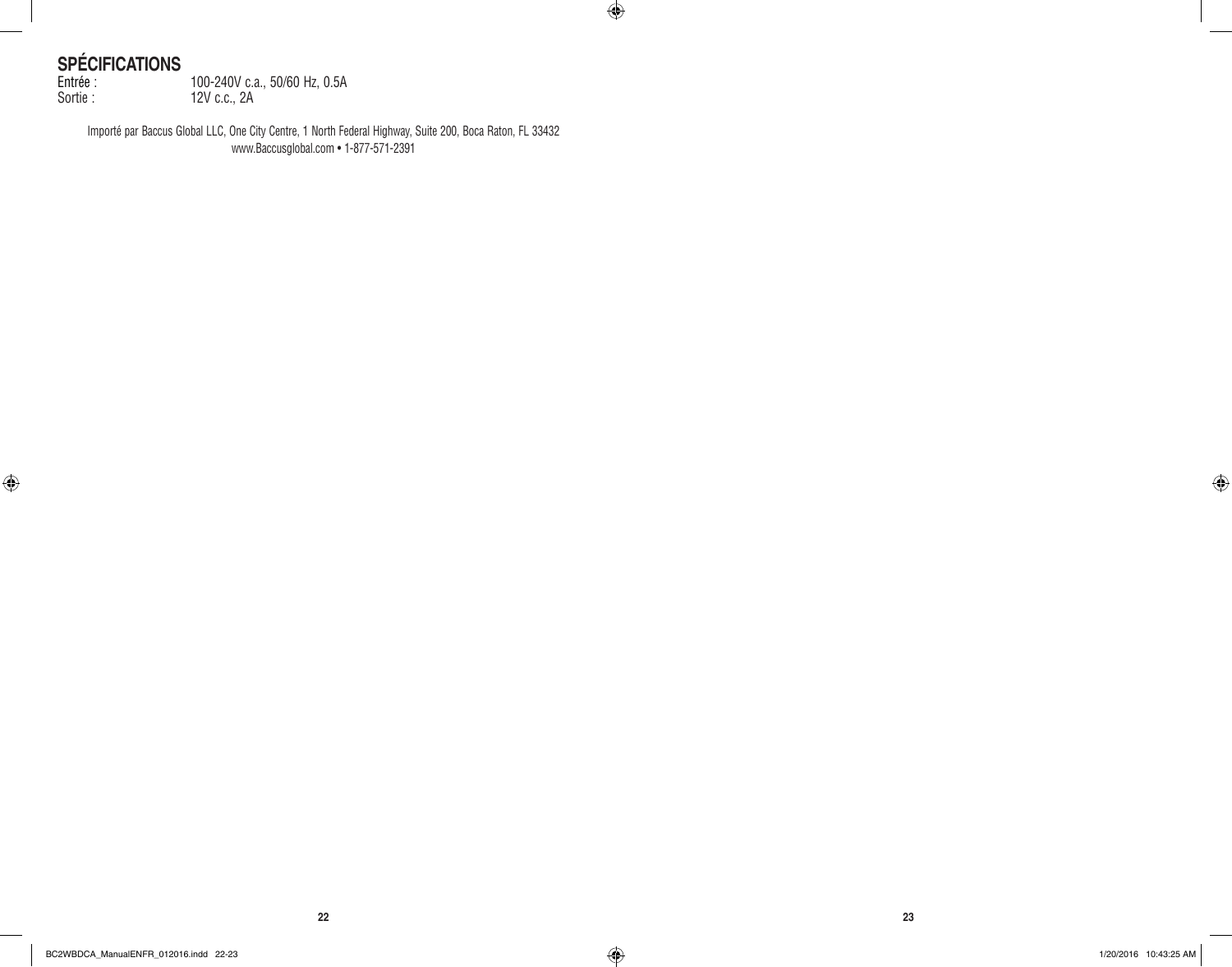## SPÉCIFICATIONS

| | |
|---|---|
| Entrée : | 100-240V c.a., 50/60 Hz, 0.5A |
| Sortie : | 12V c.c., 2A |

Importé par Baccus Global LLC, One City Centre, 1 North Federal Highway, Suite 200, Boca Raton, FL 33432
www.Baccusglobal.com • 1-877-571-2391